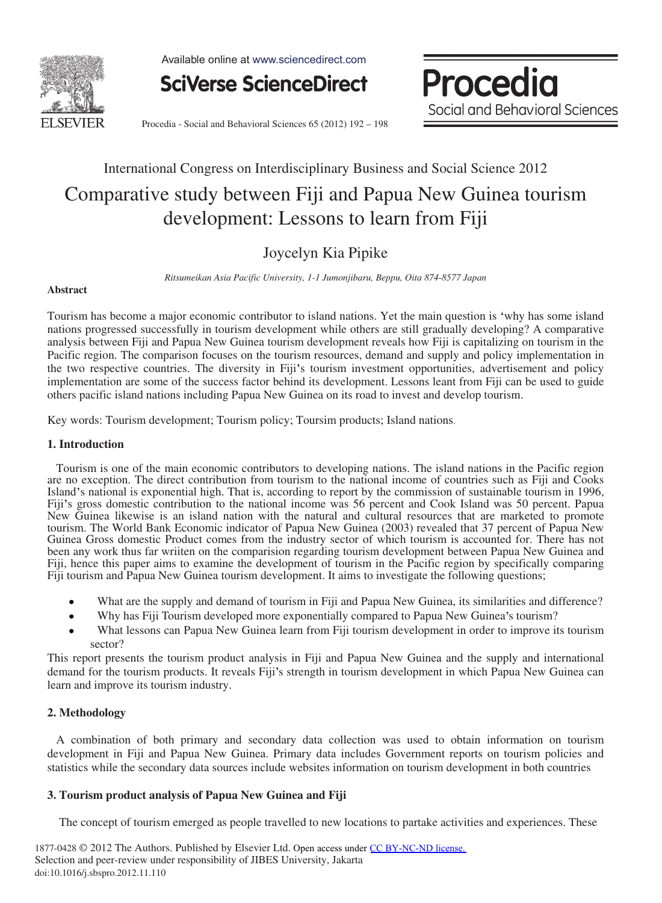International Congress on Interdisciplinary Business and Social Science 2012

# Comparative study between Fiji and Papua New Guinea tourism development: Lessons to learn from Fiji

Joycelyn Kia Pipike

*Ritsumeikan Asia Pacific University, 1-1 Jumonjibaru, Beppu, Oita 874-8577 Japan*

**Abstract**

Tourism has become a major economic contributor to island nations. Yet the main question is 'why has some island nations progressed successfully in tourism development while others are still gradually developing? A comparative analysis between Fiji and Papua New Guinea tourism development reveals how Fiji is capitalizing on tourism in the Pacific region. The comparison focuses on the tourism resources, demand and supply and policy implementation in the two respective countries. The diversity in Fiji's tourism investment opportunities, advertisement and policy implementation are some of the success factor behind its development. Lessons leant from Fiji can be used to guide others pacific island nations including Papua New Guinea on its road to invest and develop tourism.

Key words: Tourism development; Tourism policy; Toursim products; Island nations.

## 1. Introduction

Tourism is one of the main economic contributors to developing nations. The island nations in the Pacific region are no exception. The direct contribution from tourism to the national income of countries such as Fiji and Cooks Island's national is exponential high. That is, according to report by the commission of sustainable tourism in 1996, Fiji's gross domestic contribution to the national income was 56 percent and Cook Island was 50 percent. Papua New Guinea likewise is an island nation with the natural and cultural resources that are marketed to promote tourism. The World Bank Economic indicator of Papua New Guinea (2003) revealed that 37 percent of Papua New Guinea Gross domestic Product comes from the industry sector of which tourism is accounted for. There has not been any work thus far wriiten on the comparision regarding tourism development between Papua New Guinea and Fiji, hence this paper aims to examine the development of tourism in the Pacific region by specifically comparing Fiji tourism and Papua New Guinea tourism development. It aims to investigate the following questions;

- What are the supply and demand of tourism in Fiji and Papua New Guinea, its similarities and difference?
- Why has Fiji Tourism developed more exponentially compared to Papua New Guinea's tourism?
- What lessons can Papua New Guinea learn from Fiji tourism development in order to improve its tourism sector?

This report presents the tourism product analysis in Fiji and Papua New Guinea and the supply and international demand for the tourism products. It reveals Fiji's strength in tourism development in which Papua New Guinea can learn and improve its tourism industry.

## 2. Methodology

A combination of both primary and secondary data collection was used to obtain information on tourism development in Fiji and Papua New Guinea. Primary data includes Government reports on tourism policies and statistics while the secondary data sources include websites information on tourism development in both countries

## 3. Tourism product analysis of Papua New Guinea and Fiji

The concept of tourism emerged as people travelled to new locations to partake activities and experiences. These

1877-0428 © 2012 The Authors. Published by Elsevier Ltd. Open access under CC BY-NC-ND license.
Selection and peer-review under responsibility of JIBES University, Jakarta
doi:10.1016/j.sbspro.2012.11.110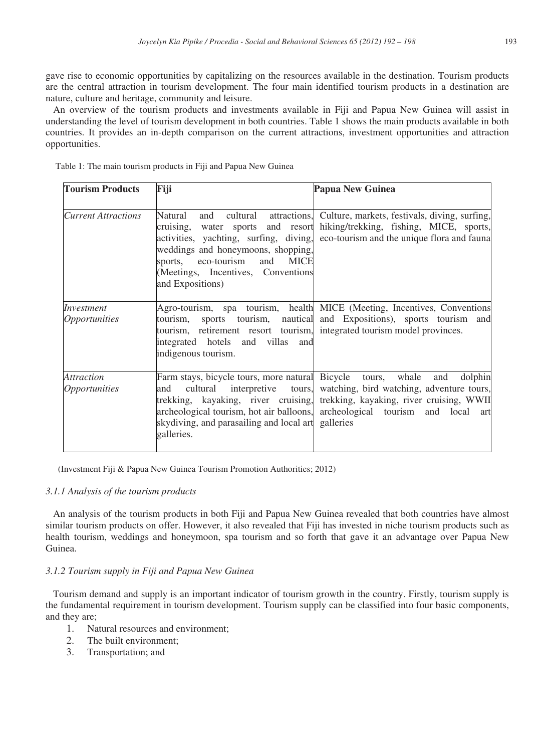gave rise to economic opportunities by capitalizing on the resources available in the destination. Tourism products are the central attraction in tourism development. The four main identified tourism products in a destination are nature, culture and heritage, community and leisure.

An overview of the tourism products and investments available in Fiji and Papua New Guinea will assist in understanding the level of tourism development in both countries. Table 1 shows the main products available in both countries. It provides an in-depth comparison on the current attractions, investment opportunities and attraction opportunities.

Table 1: The main tourism products in Fiji and Papua New Guinea

| **Tourism Products** | **Fiji** | **Papua New Guinea** |
|---|---|---|
| *Current Attractions* | Natural and cultural attractions, cruising, water sports and resort activities, yachting, surfing, diving, weddings and honeymoons, shopping, sports, eco-tourism and MICE (Meetings, Incentives, Conventions and Expositions) | Culture, markets, festivals, diving, surfing, hiking/trekking, fishing, MICE, sports, eco-tourism and the unique flora and fauna |
| *Investment Opportunities* | Agro-tourism, spa tourism, health tourism, sports tourism, nautical tourism, retirement resort tourism, integrated hotels and villas and indigenous tourism. | MICE (Meeting, Incentives, Conventions and Expositions), sports tourism and integrated tourism model provinces. |
| *Attraction Opportunities* | Farm stays, bicycle tours, more natural and cultural interpretive tours, trekking, kayaking, river cruising, archeological tourism, hot air balloons, skydiving, and parasailing and local art galleries. | Bicycle tours, whale and dolphin watching, bird watching, adventure tours, trekking, kayaking, river cruising, WWII archeological tourism and local art galleries |

(Investment Fiji & Papua New Guinea Tourism Promotion Authorities; 2012)

### *3.1.1 Analysis of the tourism products*

An analysis of the tourism products in both Fiji and Papua New Guinea revealed that both countries have almost similar tourism products on offer. However, it also revealed that Fiji has invested in niche tourism products such as health tourism, weddings and honeymoon, spa tourism and so forth that gave it an advantage over Papua New Guinea.

### *3.1.2 Tourism supply in Fiji and Papua New Guinea*

Tourism demand and supply is an important indicator of tourism growth in the country. Firstly, tourism supply is the fundamental requirement in tourism development. Tourism supply can be classified into four basic components, and they are;

1. Natural resources and environment;
2. The built environment;
3. Transportation; and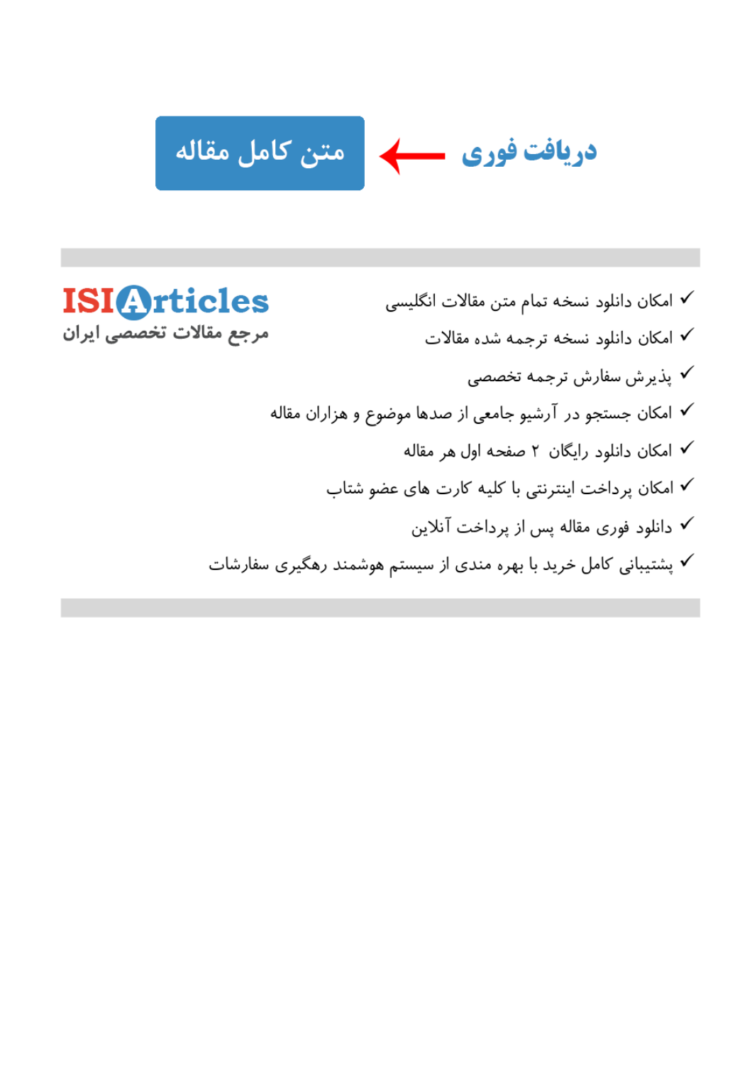دریافت فوری ← متن کامل مقاله

**ISIArticles**
مرجع مقالات تخصصی ایران

- ✓ امکان دانلود نسخه تمام متن مقالات انگلیسی
- ✓ امکان دانلود نسخه ترجمه شده مقالات
- ✓ پذیرش سفارش ترجمه تخصصی
- ✓ امکان جستجو در آرشیو جامعی از صدها موضوع و هزاران مقاله
- ✓ امکان دانلود رایگان ۲ صفحه اول هر مقاله
- ✓ امکان پرداخت اینترنتی با کلیه کارت های عضو شتاب
- ✓ دانلود فوری مقاله پس از پرداخت آنلاین
- ✓ پشتیبانی کامل خرید با بهره مندی از سیستم هوشمند رهگیری سفارشات